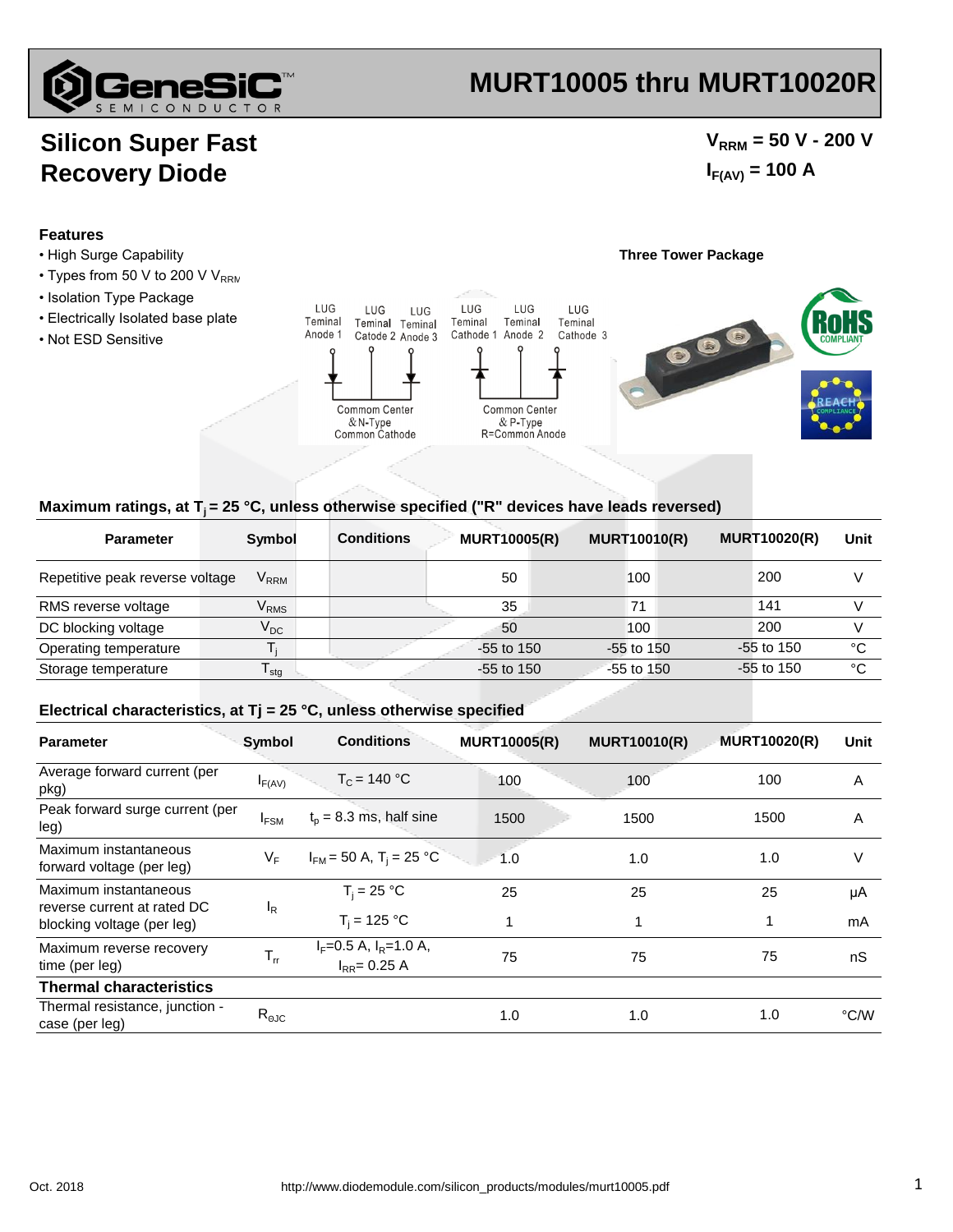# MURT10005 thru MURT10020R

## Silicon Super Fast Recovery Diode

$V_{RRM}$ = 50 V - 200 V
$I_{F(AV)}$ = 100 A

### Features

- High Surge Capability
- Types from 50 V to 200 V $V_{RRM}$
- Isolation Type Package
- Electrically Isolated base plate
- Not ESD Sensitive

**Three Tower Package**

LUG Terminal Anode 1, LUG Terminal Catode 2, LUG Terminal Anode 3 — Common Center & N-Type Common Cathode

LUG Terminal Cathode 1, LUG Terminal Anode 2, LUG Terminal Cathode 3 — Common Center & P-Type R=Common Anode

RoHS COMPLIANT

REACH COMPLIANCE

### Maximum ratings, at $T_j$ = 25 °C, unless otherwise specified ("R" devices have leads reversed)

| Parameter | Symbol | Conditions | MURT10005(R) | MURT10010(R) | MURT10020(R) | Unit |
|---|---|---|---|---|---|---|
| Repetitive peak reverse voltage | $V_{RRM}$ | | 50 | 100 | 200 | V |
| RMS reverse voltage | $V_{RMS}$ | | 35 | 71 | 141 | V |
| DC blocking voltage | $V_{DC}$ | | 50 | 100 | 200 | V |
| Operating temperature | $T_j$ | | -55 to 150 | -55 to 150 | -55 to 150 | °C |
| Storage temperature | $T_{stg}$ | | -55 to 150 | -55 to 150 | -55 to 150 | °C |

### Electrical characteristics, at Tj = 25 °C, unless otherwise specified

| Parameter | Symbol | Conditions | MURT10005(R) | MURT10010(R) | MURT10020(R) | Unit |
|---|---|---|---|---|---|---|
| Average forward current (per pkg) | $I_{F(AV)}$ | $T_C$ = 140 °C | 100 | 100 | 100 | A |
| Peak forward surge current (per leg) | $I_{FSM}$ | $t_p$ = 8.3 ms, half sine | 1500 | 1500 | 1500 | A |
| Maximum instantaneous forward voltage (per leg) | $V_F$ | $I_{FM}$ = 50 A, $T_j$ = 25 °C | 1.0 | 1.0 | 1.0 | V |
| Maximum instantaneous reverse current at rated DC blocking voltage (per leg) | $I_R$ | $T_j$ = 25 °C | 25 | 25 | 25 | μA |
| | | $T_j$ = 125 °C | 1 | 1 | 1 | mA |
| Maximum reverse recovery time (per leg) | $T_{rr}$ | $I_F$=0.5 A, $I_R$=1.0 A, $I_{RR}$= 0.25 A | 75 | 75 | 75 | nS |
| **Thermal characteristics** | | | | | | |
| Thermal resistance, junction - case (per leg) | $R_{\theta JC}$ | | 1.0 | 1.0 | 1.0 | °C/W |

Oct. 2018 http://www.diodemodule.com/silicon_products/modules/murt10005.pdf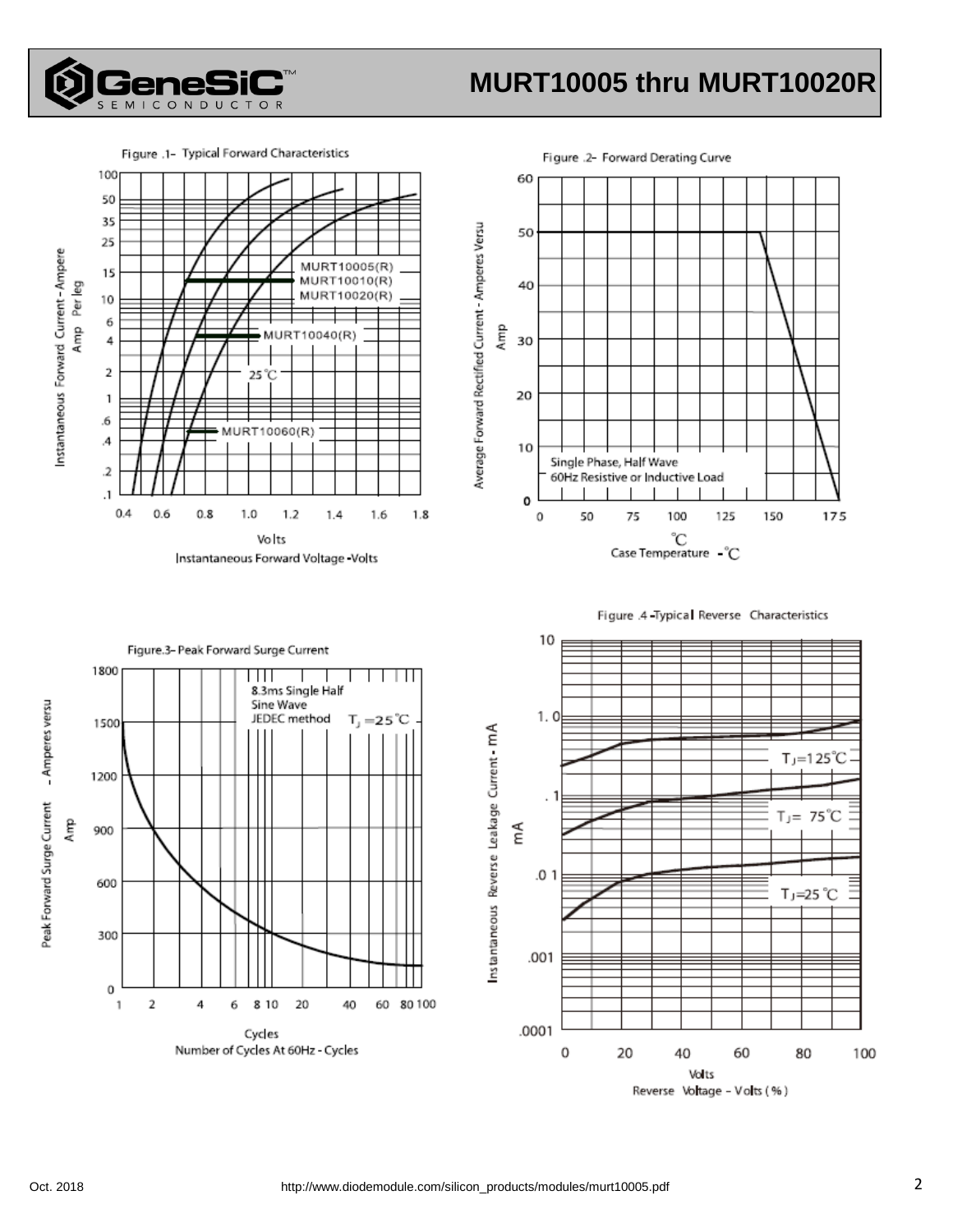Figure .1- Typical Forward Characteristics

Instantaneous Forward Current - Ampere Amp Per leg

100, 50, 35, 25, 15, 10, 6, 4, 2, 1, .6, .4, .2, .1

MURT10005(R)
MURT10010(R)
MURT10020(R)

MURT10040(R)

25℃

MURT10060(R)

0.4 0.6 0.8 1.0 1.2 1.4 1.6 1.8

Volts
Instantaneous Forward Voltage -Volts

Figure .2- Forward Derating Curve

Average Forward Rectified Current - Amperes Versu Amp

60, 50, 40, 30, 20, 10, 0

Single Phase, Half Wave
60Hz Resistive or Inductive Load

0 50 75 100 125 150 175

℃
Case Temperature -℃

Figure.3- Peak Forward Surge Current

Peak Forward Surge Current - Amperes versu Amp

1800, 1500, 1200, 900, 600, 300, 0

8.3ms Single Half
Sine Wave
JEDEC method $T_J = 25$℃

1 2 4 6 8 10 20 40 60 80 100

Cycles
Number of Cycles At 60Hz - Cycles

Figure .4 -Typical Reverse Characteristics

Instantaneous Reverse Leakage Current - mA mA

10, 1.0, .1, .01, .001, .0001

$T_J$=125℃

$T_J$= 75℃

$T_J$=25 ℃

0 20 40 60 80 100

Volts
Reverse Voltage - Volts (%)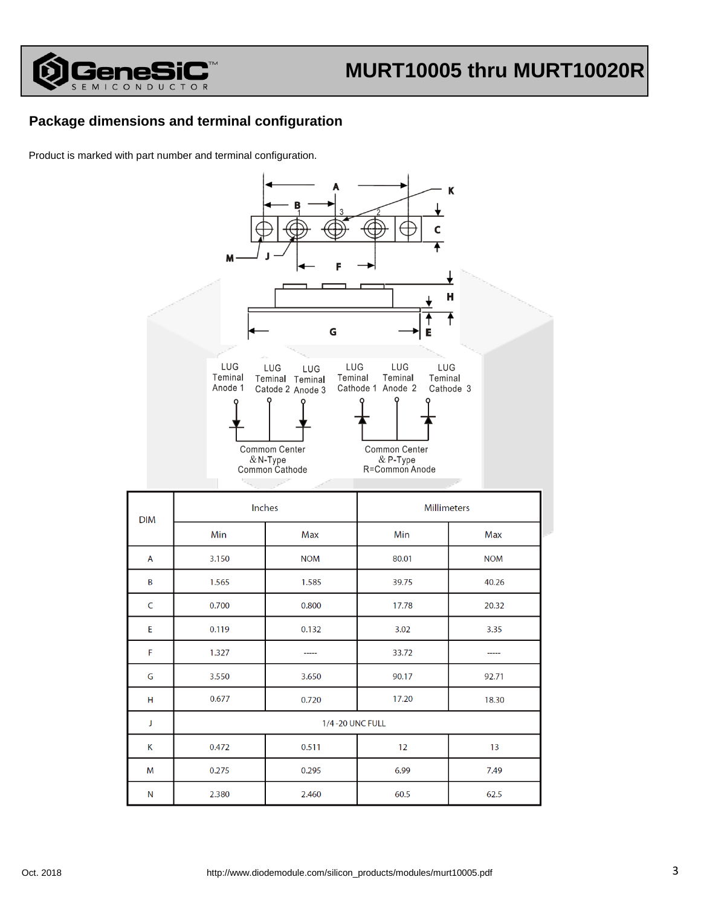## Package dimensions and terminal configuration

Product is marked with part number and terminal configuration.

A
K
B
1
3
2
C
M
J
F
H
G
E

LUG Terminal Anode 1
LUG Terminal Catode 2
LUG Terminal Anode 3
LUG Terminal Cathode 1
LUG Terminal Anode 2
LUG Terminal Cathode 3

Common Center & N-Type Common Cathode

Common Center & P-Type R=Common Anode

| DIM | Inches | | Millimeters | |
|---|---|---|---|---|
| | Min | Max | Min | Max |
| A | 3.150 | NOM | 80.01 | NOM |
| B | 1.565 | 1.585 | 39.75 | 40.26 |
| C | 0.700 | 0.800 | 17.78 | 20.32 |
| E | 0.119 | 0.132 | 3.02 | 3.35 |
| F | 1.327 | ----- | 33.72 | ----- |
| G | 3.550 | 3.650 | 90.17 | 92.71 |
| H | 0.677 | 0.720 | 17.20 | 18.30 |
| J | 1/4 -20 UNC FULL | | | |
| K | 0.472 | 0.511 | 12 | 13 |
| M | 0.275 | 0.295 | 6.99 | 7.49 |
| N | 2.380 | 2.460 | 60.5 | 62.5 |